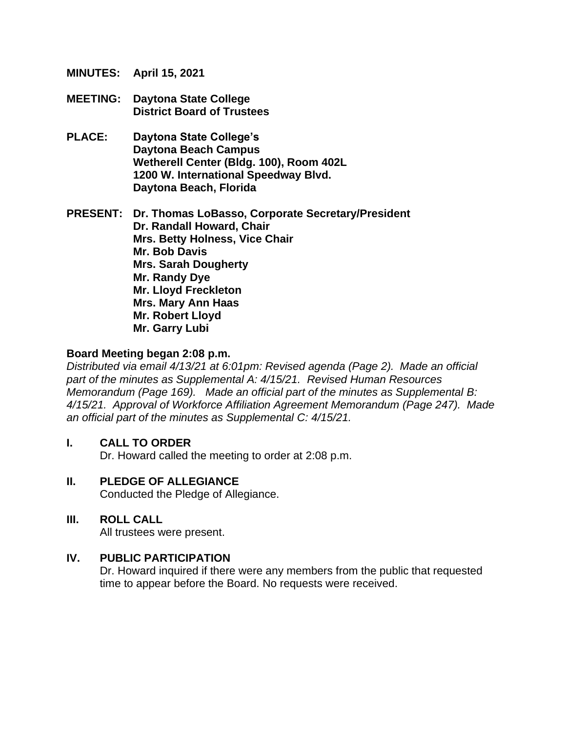**MINUTES:** **April 15, 2021**

**MEETING:** **Daytona State College**
**District Board of Trustees**

**PLACE:** **Daytona State College's**
**Daytona Beach Campus**
**Wetherell Center (Bldg. 100), Room 402L**
**1200 W. International Speedway Blvd.**
**Daytona Beach, Florida**

**PRESENT:** **Dr. Thomas LoBasso, Corporate Secretary/President**
**Dr. Randall Howard, Chair**
**Mrs. Betty Holness, Vice Chair**
**Mr. Bob Davis**
**Mrs. Sarah Dougherty**
**Mr. Randy Dye**
**Mr. Lloyd Freckleton**
**Mrs. Mary Ann Haas**
**Mr. Robert Lloyd**
**Mr. Garry Lubi**

**Board Meeting began 2:08 p.m.**

*Distributed via email 4/13/21 at 6:01pm: Revised agenda (Page 2). Made an official part of the minutes as Supplemental A: 4/15/21. Revised Human Resources Memorandum (Page 169). Made an official part of the minutes as Supplemental B: 4/15/21. Approval of Workforce Affiliation Agreement Memorandum (Page 247). Made an official part of the minutes as Supplemental C: 4/15/21.*

## I. CALL TO ORDER

Dr. Howard called the meeting to order at 2:08 p.m.

## II. PLEDGE OF ALLEGIANCE

Conducted the Pledge of Allegiance.

## III. ROLL CALL

All trustees were present.

## IV. PUBLIC PARTICIPATION

Dr. Howard inquired if there were any members from the public that requested time to appear before the Board. No requests were received.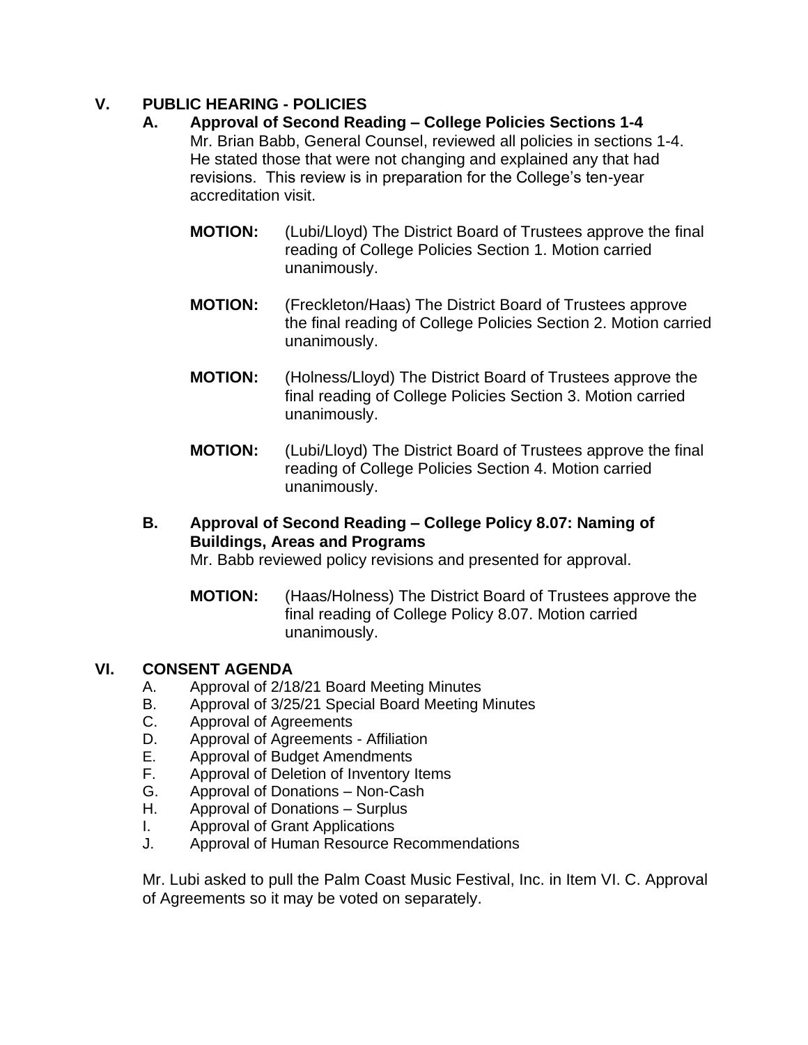## V. PUBLIC HEARING - POLICIES

### A. Approval of Second Reading – College Policies Sections 1-4

Mr. Brian Babb, General Counsel, reviewed all policies in sections 1-4. He stated those that were not changing and explained any that had revisions. This review is in preparation for the College's ten-year accreditation visit.

**MOTION:** (Lubi/Lloyd) The District Board of Trustees approve the final reading of College Policies Section 1. Motion carried unanimously.

**MOTION:** (Freckleton/Haas) The District Board of Trustees approve the final reading of College Policies Section 2. Motion carried unanimously.

**MOTION:** (Holness/Lloyd) The District Board of Trustees approve the final reading of College Policies Section 3. Motion carried unanimously.

**MOTION:** (Lubi/Lloyd) The District Board of Trustees approve the final reading of College Policies Section 4. Motion carried unanimously.

### B. Approval of Second Reading – College Policy 8.07: Naming of Buildings, Areas and Programs

Mr. Babb reviewed policy revisions and presented for approval.

**MOTION:** (Haas/Holness) The District Board of Trustees approve the final reading of College Policy 8.07. Motion carried unanimously.

## VI. CONSENT AGENDA

A. Approval of 2/18/21 Board Meeting Minutes
B. Approval of 3/25/21 Special Board Meeting Minutes
C. Approval of Agreements
D. Approval of Agreements - Affiliation
E. Approval of Budget Amendments
F. Approval of Deletion of Inventory Items
G. Approval of Donations – Non-Cash
H. Approval of Donations – Surplus
I. Approval of Grant Applications
J. Approval of Human Resource Recommendations

Mr. Lubi asked to pull the Palm Coast Music Festival, Inc. in Item VI. C. Approval of Agreements so it may be voted on separately.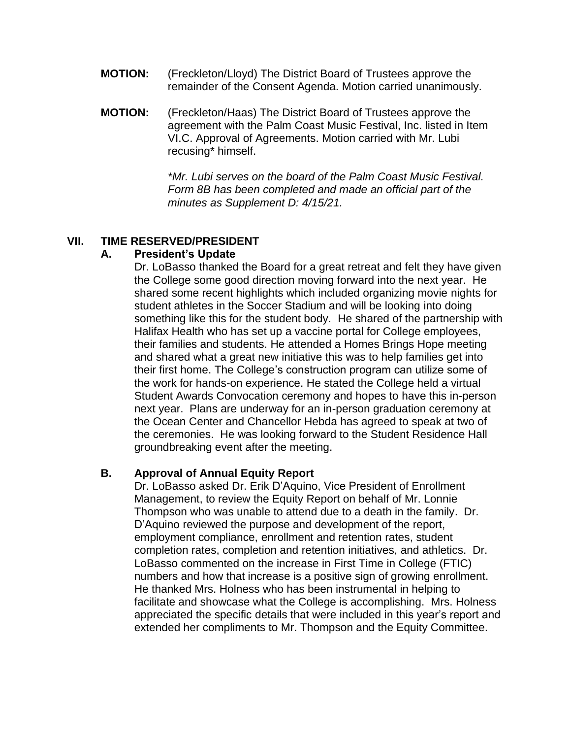**MOTION:** (Freckleton/Lloyd) The District Board of Trustees approve the remainder of the Consent Agenda. Motion carried unanimously.

**MOTION:** (Freckleton/Haas) The District Board of Trustees approve the agreement with the Palm Coast Music Festival, Inc. listed in Item VI.C. Approval of Agreements. Motion carried with Mr. Lubi recusing* himself.

*\*Mr. Lubi serves on the board of the Palm Coast Music Festival. Form 8B has been completed and made an official part of the minutes as Supplement D: 4/15/21.*

## VII. TIME RESERVED/PRESIDENT

### A. President's Update

Dr. LoBasso thanked the Board for a great retreat and felt they have given the College some good direction moving forward into the next year. He shared some recent highlights which included organizing movie nights for student athletes in the Soccer Stadium and will be looking into doing something like this for the student body. He shared of the partnership with Halifax Health who has set up a vaccine portal for College employees, their families and students. He attended a Homes Brings Hope meeting and shared what a great new initiative this was to help families get into their first home. The College's construction program can utilize some of the work for hands-on experience. He stated the College held a virtual Student Awards Convocation ceremony and hopes to have this in-person next year. Plans are underway for an in-person graduation ceremony at the Ocean Center and Chancellor Hebda has agreed to speak at two of the ceremonies. He was looking forward to the Student Residence Hall groundbreaking event after the meeting.

### B. Approval of Annual Equity Report

Dr. LoBasso asked Dr. Erik D'Aquino, Vice President of Enrollment Management, to review the Equity Report on behalf of Mr. Lonnie Thompson who was unable to attend due to a death in the family. Dr. D'Aquino reviewed the purpose and development of the report, employment compliance, enrollment and retention rates, student completion rates, completion and retention initiatives, and athletics. Dr. LoBasso commented on the increase in First Time in College (FTIC) numbers and how that increase is a positive sign of growing enrollment. He thanked Mrs. Holness who has been instrumental in helping to facilitate and showcase what the College is accomplishing. Mrs. Holness appreciated the specific details that were included in this year's report and extended her compliments to Mr. Thompson and the Equity Committee.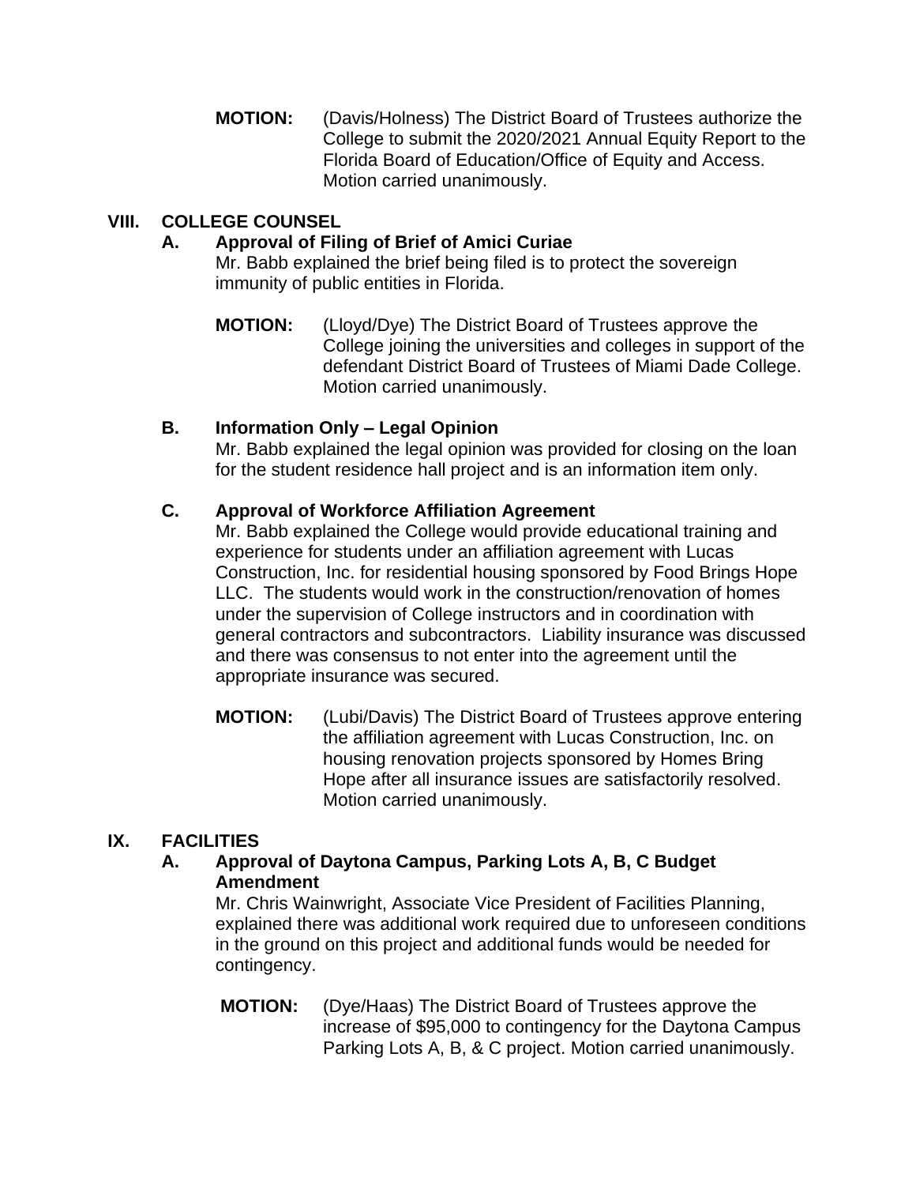**MOTION:** (Davis/Holness) The District Board of Trustees authorize the College to submit the 2020/2021 Annual Equity Report to the Florida Board of Education/Office of Equity and Access. Motion carried unanimously.

## VIII. COLLEGE COUNSEL

### A. Approval of Filing of Brief of Amici Curiae

Mr. Babb explained the brief being filed is to protect the sovereign immunity of public entities in Florida.

**MOTION:** (Lloyd/Dye) The District Board of Trustees approve the College joining the universities and colleges in support of the defendant District Board of Trustees of Miami Dade College. Motion carried unanimously.

### B. Information Only – Legal Opinion

Mr. Babb explained the legal opinion was provided for closing on the loan for the student residence hall project and is an information item only.

### C. Approval of Workforce Affiliation Agreement

Mr. Babb explained the College would provide educational training and experience for students under an affiliation agreement with Lucas Construction, Inc. for residential housing sponsored by Food Brings Hope LLC. The students would work in the construction/renovation of homes under the supervision of College instructors and in coordination with general contractors and subcontractors. Liability insurance was discussed and there was consensus to not enter into the agreement until the appropriate insurance was secured.

**MOTION:** (Lubi/Davis) The District Board of Trustees approve entering the affiliation agreement with Lucas Construction, Inc. on housing renovation projects sponsored by Homes Bring Hope after all insurance issues are satisfactorily resolved. Motion carried unanimously.

## IX. FACILITIES

### A. Approval of Daytona Campus, Parking Lots A, B, C Budget Amendment

Mr. Chris Wainwright, Associate Vice President of Facilities Planning, explained there was additional work required due to unforeseen conditions in the ground on this project and additional funds would be needed for contingency.

**MOTION:** (Dye/Haas) The District Board of Trustees approve the increase of $95,000 to contingency for the Daytona Campus Parking Lots A, B, & C project. Motion carried unanimously.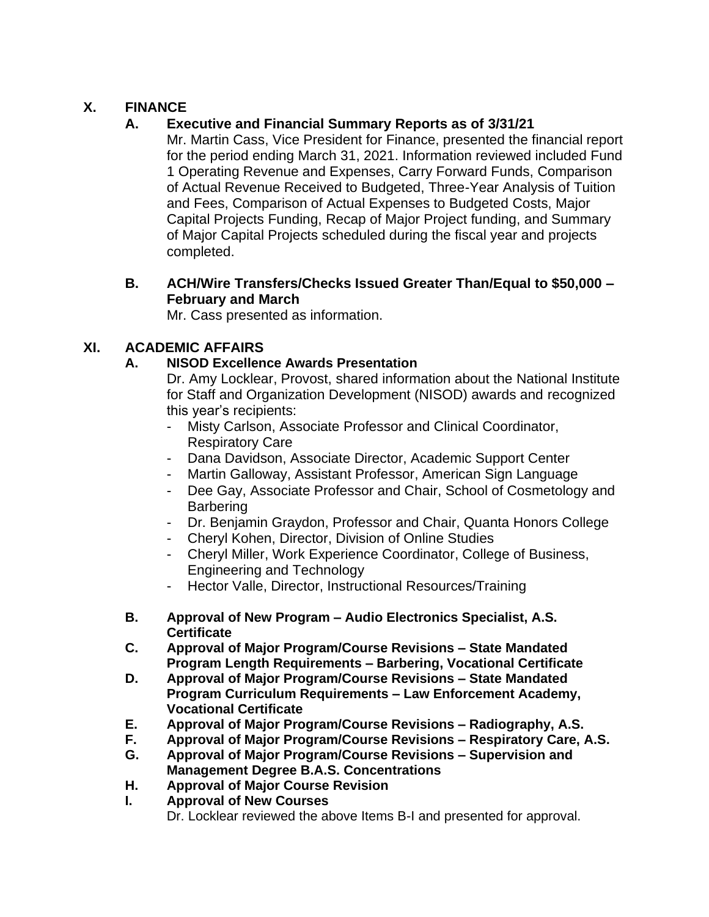## X. FINANCE

### A. Executive and Financial Summary Reports as of 3/31/21

Mr. Martin Cass, Vice President for Finance, presented the financial report for the period ending March 31, 2021. Information reviewed included Fund 1 Operating Revenue and Expenses, Carry Forward Funds, Comparison of Actual Revenue Received to Budgeted, Three-Year Analysis of Tuition and Fees, Comparison of Actual Expenses to Budgeted Costs, Major Capital Projects Funding, Recap of Major Project funding, and Summary of Major Capital Projects scheduled during the fiscal year and projects completed.

### B. ACH/Wire Transfers/Checks Issued Greater Than/Equal to $50,000 – February and March

Mr. Cass presented as information.

## XI. ACADEMIC AFFAIRS

### A. NISOD Excellence Awards Presentation

Dr. Amy Locklear, Provost, shared information about the National Institute for Staff and Organization Development (NISOD) awards and recognized this year's recipients:

- Misty Carlson, Associate Professor and Clinical Coordinator, Respiratory Care
- Dana Davidson, Associate Director, Academic Support Center
- Martin Galloway, Assistant Professor, American Sign Language
- Dee Gay, Associate Professor and Chair, School of Cosmetology and Barbering
- Dr. Benjamin Graydon, Professor and Chair, Quanta Honors College
- Cheryl Kohen, Director, Division of Online Studies
- Cheryl Miller, Work Experience Coordinator, College of Business, Engineering and Technology
- Hector Valle, Director, Instructional Resources/Training

### B. Approval of New Program – Audio Electronics Specialist, A.S. Certificate

### C. Approval of Major Program/Course Revisions – State Mandated Program Length Requirements – Barbering, Vocational Certificate

### D. Approval of Major Program/Course Revisions – State Mandated Program Curriculum Requirements – Law Enforcement Academy, Vocational Certificate

### E. Approval of Major Program/Course Revisions – Radiography, A.S.

### F. Approval of Major Program/Course Revisions – Respiratory Care, A.S.

### G. Approval of Major Program/Course Revisions – Supervision and Management Degree B.A.S. Concentrations

### H. Approval of Major Course Revision

### I. Approval of New Courses

Dr. Locklear reviewed the above Items B-I and presented for approval.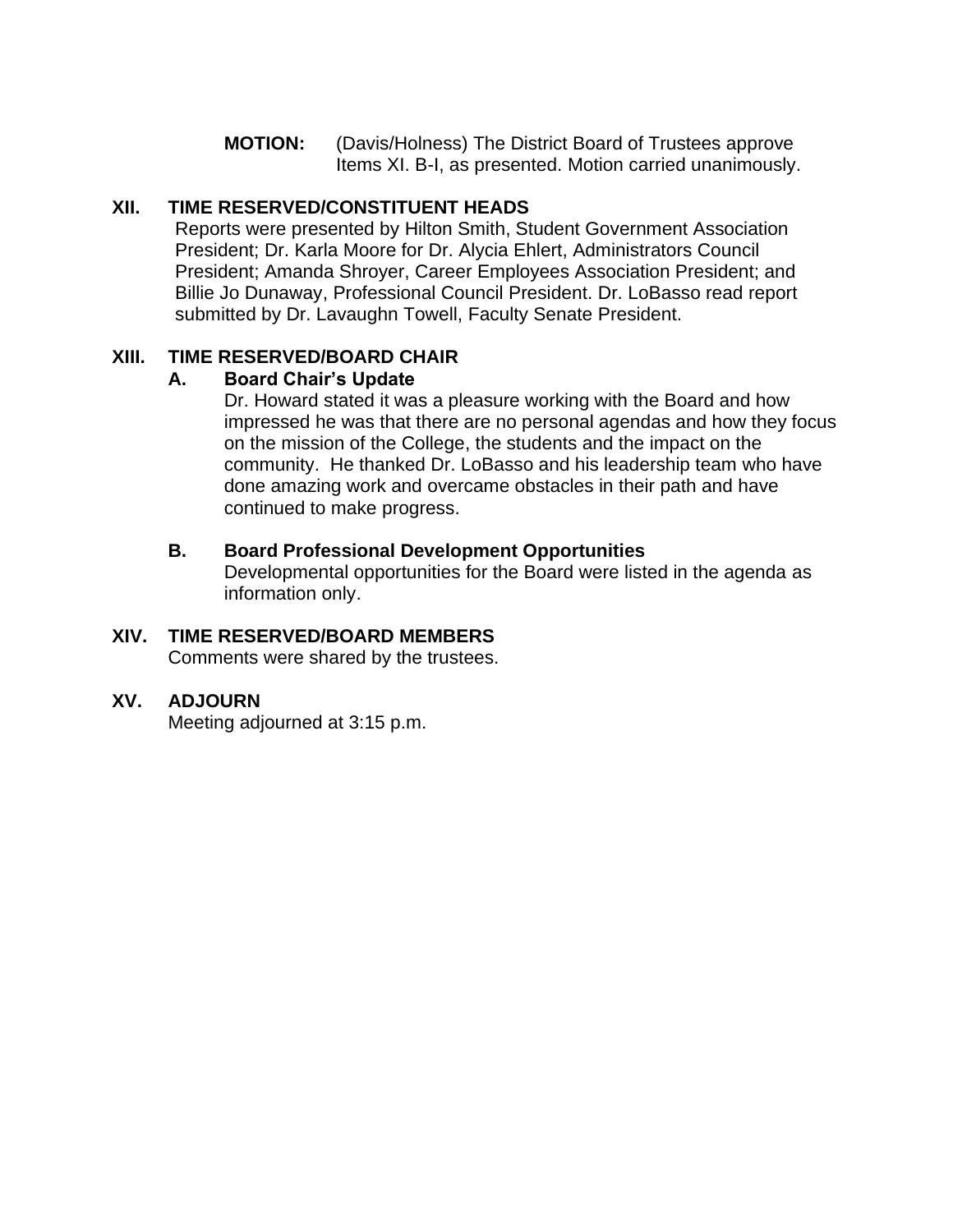**MOTION:** (Davis/Holness) The District Board of Trustees approve Items XI. B-I, as presented. Motion carried unanimously.

## XII. TIME RESERVED/CONSTITUENT HEADS

Reports were presented by Hilton Smith, Student Government Association President; Dr. Karla Moore for Dr. Alycia Ehlert, Administrators Council President; Amanda Shroyer, Career Employees Association President; and Billie Jo Dunaway, Professional Council President. Dr. LoBasso read report submitted by Dr. Lavaughn Towell, Faculty Senate President.

## XIII. TIME RESERVED/BOARD CHAIR

### A. Board Chair's Update

Dr. Howard stated it was a pleasure working with the Board and how impressed he was that there are no personal agendas and how they focus on the mission of the College, the students and the impact on the community. He thanked Dr. LoBasso and his leadership team who have done amazing work and overcame obstacles in their path and have continued to make progress.

### B. Board Professional Development Opportunities

Developmental opportunities for the Board were listed in the agenda as information only.

## XIV. TIME RESERVED/BOARD MEMBERS

Comments were shared by the trustees.

## XV. ADJOURN

Meeting adjourned at 3:15 p.m.